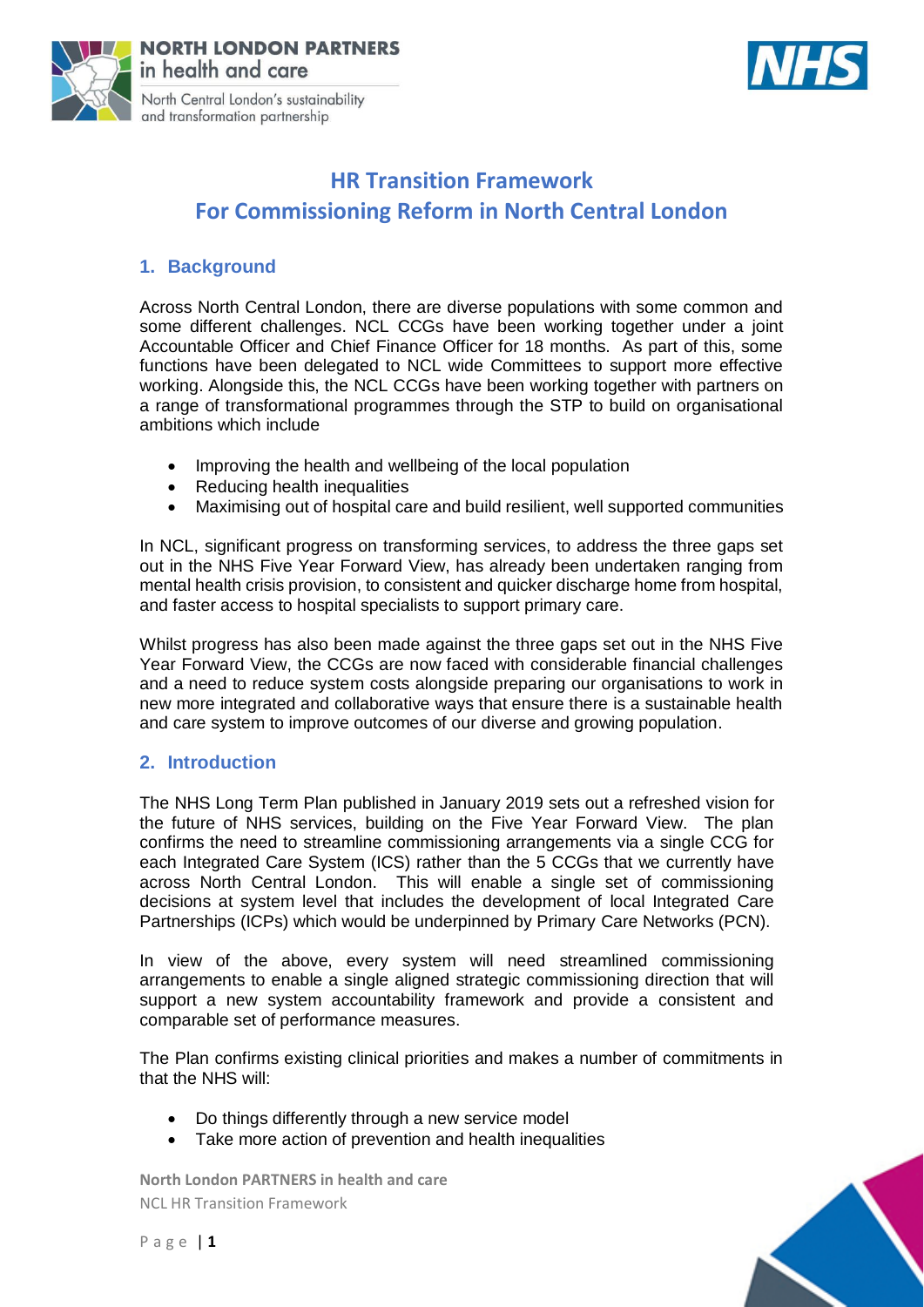# HR Transition Framework
# For Commissioning Reform in North Central London

## 1. Background

Across North Central London, there are diverse populations with some common and some different challenges. NCL CCGs have been working together under a joint Accountable Officer and Chief Finance Officer for 18 months. As part of this, some functions have been delegated to NCL wide Committees to support more effective working. Alongside this, the NCL CCGs have been working together with partners on a range of transformational programmes through the STP to build on organisational ambitions which include

- Improving the health and wellbeing of the local population
- Reducing health inequalities
- Maximising out of hospital care and build resilient, well supported communities

In NCL, significant progress on transforming services, to address the three gaps set out in the NHS Five Year Forward View, has already been undertaken ranging from mental health crisis provision, to consistent and quicker discharge home from hospital, and faster access to hospital specialists to support primary care.

Whilst progress has also been made against the three gaps set out in the NHS Five Year Forward View, the CCGs are now faced with considerable financial challenges and a need to reduce system costs alongside preparing our organisations to work in new more integrated and collaborative ways that ensure there is a sustainable health and care system to improve outcomes of our diverse and growing population.

## 2. Introduction

The NHS Long Term Plan published in January 2019 sets out a refreshed vision for the future of NHS services, building on the Five Year Forward View. The plan confirms the need to streamline commissioning arrangements via a single CCG for each Integrated Care System (ICS) rather than the 5 CCGs that we currently have across North Central London. This will enable a single set of commissioning decisions at system level that includes the development of local Integrated Care Partnerships (ICPs) which would be underpinned by Primary Care Networks (PCN).

In view of the above, every system will need streamlined commissioning arrangements to enable a single aligned strategic commissioning direction that will support a new system accountability framework and provide a consistent and comparable set of performance measures.

The Plan confirms existing clinical priorities and makes a number of commitments in that the NHS will:

- Do things differently through a new service model
- Take more action of prevention and health inequalities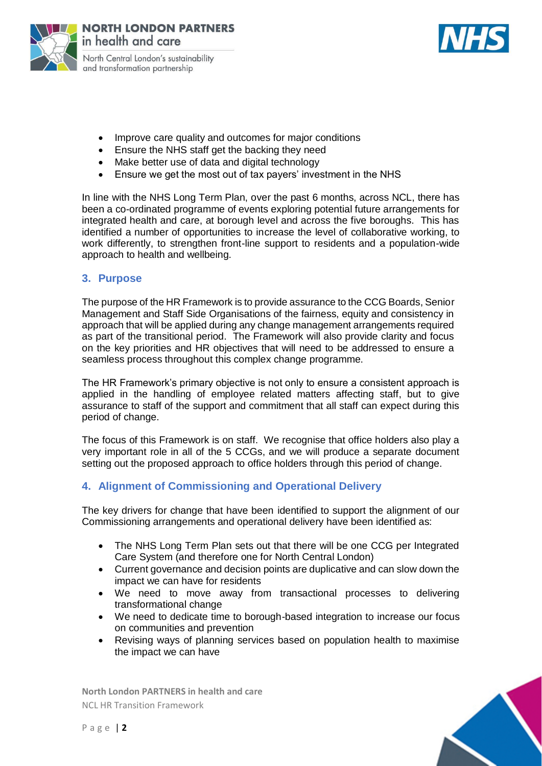- Improve care quality and outcomes for major conditions
- Ensure the NHS staff get the backing they need
- Make better use of data and digital technology
- Ensure we get the most out of tax payers' investment in the NHS

In line with the NHS Long Term Plan, over the past 6 months, across NCL, there has been a co-ordinated programme of events exploring potential future arrangements for integrated health and care, at borough level and across the five boroughs. This has identified a number of opportunities to increase the level of collaborative working, to work differently, to strengthen front-line support to residents and a population-wide approach to health and wellbeing.

## 3. Purpose

The purpose of the HR Framework is to provide assurance to the CCG Boards, Senior Management and Staff Side Organisations of the fairness, equity and consistency in approach that will be applied during any change management arrangements required as part of the transitional period. The Framework will also provide clarity and focus on the key priorities and HR objectives that will need to be addressed to ensure a seamless process throughout this complex change programme.

The HR Framework's primary objective is not only to ensure a consistent approach is applied in the handling of employee related matters affecting staff, but to give assurance to staff of the support and commitment that all staff can expect during this period of change.

The focus of this Framework is on staff. We recognise that office holders also play a very important role in all of the 5 CCGs, and we will produce a separate document setting out the proposed approach to office holders through this period of change.

## 4. Alignment of Commissioning and Operational Delivery

The key drivers for change that have been identified to support the alignment of our Commissioning arrangements and operational delivery have been identified as:

- The NHS Long Term Plan sets out that there will be one CCG per Integrated Care System (and therefore one for North Central London)
- Current governance and decision points are duplicative and can slow down the impact we can have for residents
- We need to move away from transactional processes to delivering transformational change
- We need to dedicate time to borough-based integration to increase our focus on communities and prevention
- Revising ways of planning services based on population health to maximise the impact we can have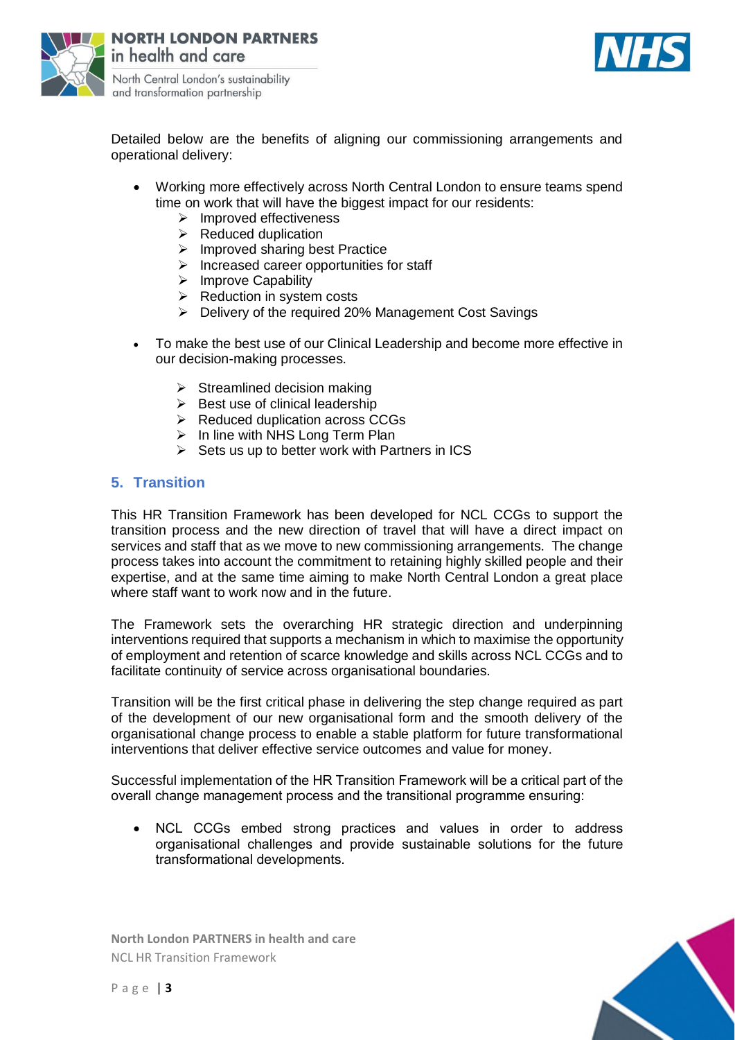Detailed below are the benefits of aligning our commissioning arrangements and operational delivery:

- Working more effectively across North Central London to ensure teams spend time on work that will have the biggest impact for our residents:
  - Improved effectiveness
  - Reduced duplication
  - Improved sharing best Practice
  - Increased career opportunities for staff
  - Improve Capability
  - Reduction in system costs
  - Delivery of the required 20% Management Cost Savings
- To make the best use of our Clinical Leadership and become more effective in our decision-making processes.
  - Streamlined decision making
  - Best use of clinical leadership
  - Reduced duplication across CCGs
  - In line with NHS Long Term Plan
  - Sets us up to better work with Partners in ICS

## 5. Transition

This HR Transition Framework has been developed for NCL CCGs to support the transition process and the new direction of travel that will have a direct impact on services and staff that as we move to new commissioning arrangements. The change process takes into account the commitment to retaining highly skilled people and their expertise, and at the same time aiming to make North Central London a great place where staff want to work now and in the future.

The Framework sets the overarching HR strategic direction and underpinning interventions required that supports a mechanism in which to maximise the opportunity of employment and retention of scarce knowledge and skills across NCL CCGs and to facilitate continuity of service across organisational boundaries.

Transition will be the first critical phase in delivering the step change required as part of the development of our new organisational form and the smooth delivery of the organisational change process to enable a stable platform for future transformational interventions that deliver effective service outcomes and value for money.

Successful implementation of the HR Transition Framework will be a critical part of the overall change management process and the transitional programme ensuring:

- NCL CCGs embed strong practices and values in order to address organisational challenges and provide sustainable solutions for the future transformational developments.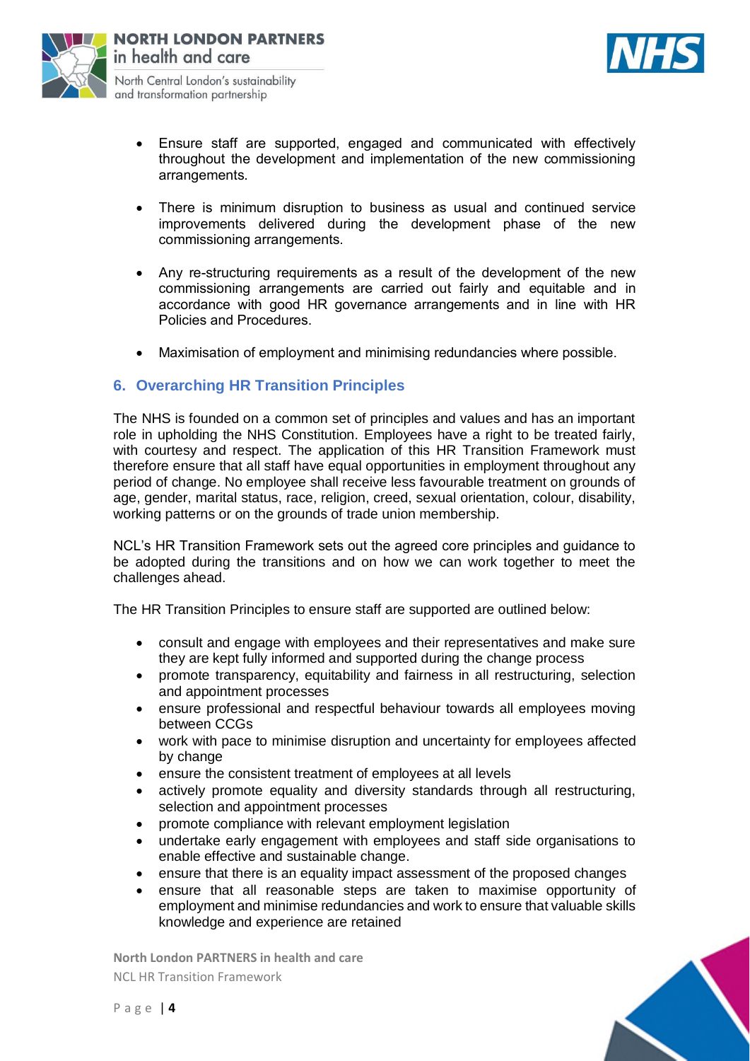- Ensure staff are supported, engaged and communicated with effectively throughout the development and implementation of the new commissioning arrangements.

- There is minimum disruption to business as usual and continued service improvements delivered during the development phase of the new commissioning arrangements.

- Any re-structuring requirements as a result of the development of the new commissioning arrangements are carried out fairly and equitable and in accordance with good HR governance arrangements and in line with HR Policies and Procedures.

- Maximisation of employment and minimising redundancies where possible.

## 6. Overarching HR Transition Principles

The NHS is founded on a common set of principles and values and has an important role in upholding the NHS Constitution. Employees have a right to be treated fairly, with courtesy and respect. The application of this HR Transition Framework must therefore ensure that all staff have equal opportunities in employment throughout any period of change. No employee shall receive less favourable treatment on grounds of age, gender, marital status, race, religion, creed, sexual orientation, colour, disability, working patterns or on the grounds of trade union membership.

NCL's HR Transition Framework sets out the agreed core principles and guidance to be adopted during the transitions and on how we can work together to meet the challenges ahead.

The HR Transition Principles to ensure staff are supported are outlined below:

- consult and engage with employees and their representatives and make sure they are kept fully informed and supported during the change process
- promote transparency, equitability and fairness in all restructuring, selection and appointment processes
- ensure professional and respectful behaviour towards all employees moving between CCGs
- work with pace to minimise disruption and uncertainty for employees affected by change
- ensure the consistent treatment of employees at all levels
- actively promote equality and diversity standards through all restructuring, selection and appointment processes
- promote compliance with relevant employment legislation
- undertake early engagement with employees and staff side organisations to enable effective and sustainable change.
- ensure that there is an equality impact assessment of the proposed changes
- ensure that all reasonable steps are taken to maximise opportunity of employment and minimise redundancies and work to ensure that valuable skills knowledge and experience are retained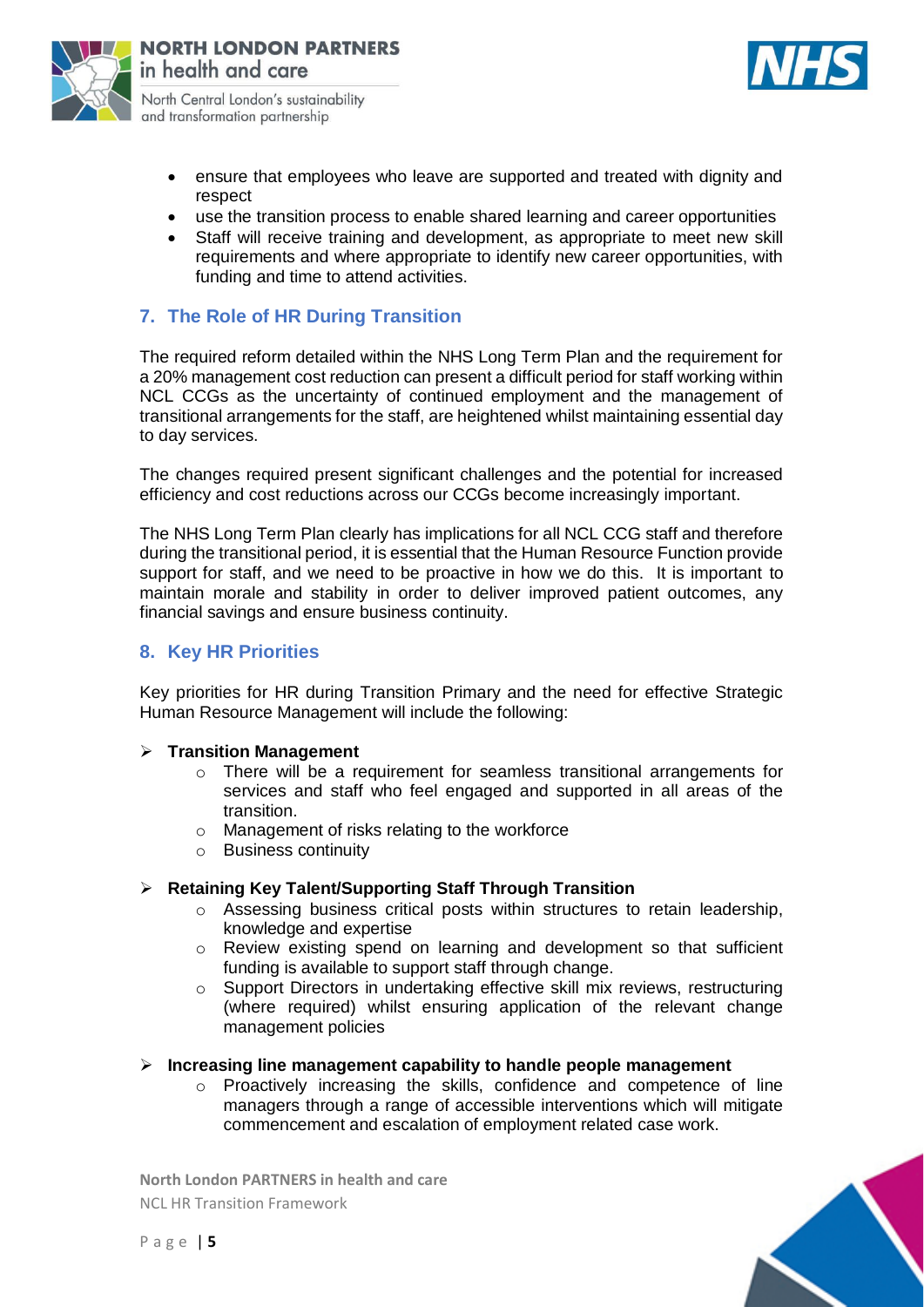- ensure that employees who leave are supported and treated with dignity and respect
- use the transition process to enable shared learning and career opportunities
- Staff will receive training and development, as appropriate to meet new skill requirements and where appropriate to identify new career opportunities, with funding and time to attend activities.

## 7. The Role of HR During Transition

The required reform detailed within the NHS Long Term Plan and the requirement for a 20% management cost reduction can present a difficult period for staff working within NCL CCGs as the uncertainty of continued employment and the management of transitional arrangements for the staff, are heightened whilst maintaining essential day to day services.

The changes required present significant challenges and the potential for increased efficiency and cost reductions across our CCGs become increasingly important.

The NHS Long Term Plan clearly has implications for all NCL CCG staff and therefore during the transitional period, it is essential that the Human Resource Function provide support for staff, and we need to be proactive in how we do this. It is important to maintain morale and stability in order to deliver improved patient outcomes, any financial savings and ensure business continuity.

## 8. Key HR Priorities

Key priorities for HR during Transition Primary and the need for effective Strategic Human Resource Management will include the following:

- **Transition Management**
  - There will be a requirement for seamless transitional arrangements for services and staff who feel engaged and supported in all areas of the transition.
  - Management of risks relating to the workforce
  - Business continuity
- **Retaining Key Talent/Supporting Staff Through Transition**
  - Assessing business critical posts within structures to retain leadership, knowledge and expertise
  - Review existing spend on learning and development so that sufficient funding is available to support staff through change.
  - Support Directors in undertaking effective skill mix reviews, restructuring (where required) whilst ensuring application of the relevant change management policies
- **Increasing line management capability to handle people management**
  - Proactively increasing the skills, confidence and competence of line managers through a range of accessible interventions which will mitigate commencement and escalation of employment related case work.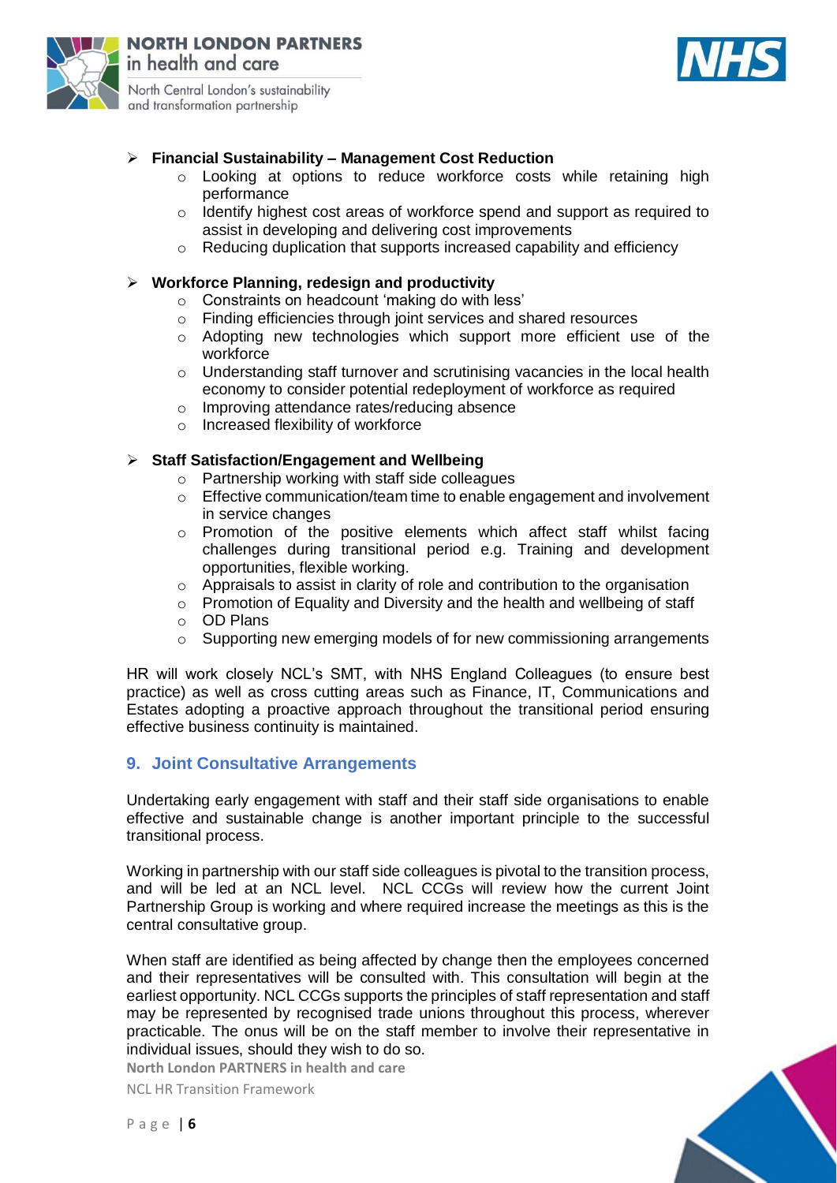- **Financial Sustainability – Management Cost Reduction**
  - Looking at options to reduce workforce costs while retaining high performance
  - Identify highest cost areas of workforce spend and support as required to assist in developing and delivering cost improvements
  - Reducing duplication that supports increased capability and efficiency

- **Workforce Planning, redesign and productivity**
  - Constraints on headcount 'making do with less'
  - Finding efficiencies through joint services and shared resources
  - Adopting new technologies which support more efficient use of the workforce
  - Understanding staff turnover and scrutinising vacancies in the local health economy to consider potential redeployment of workforce as required
  - Improving attendance rates/reducing absence
  - Increased flexibility of workforce

- **Staff Satisfaction/Engagement and Wellbeing**
  - Partnership working with staff side colleagues
  - Effective communication/team time to enable engagement and involvement in service changes
  - Promotion of the positive elements which affect staff whilst facing challenges during transitional period e.g. Training and development opportunities, flexible working.
  - Appraisals to assist in clarity of role and contribution to the organisation
  - Promotion of Equality and Diversity and the health and wellbeing of staff
  - OD Plans
  - Supporting new emerging models of for new commissioning arrangements

HR will work closely NCL's SMT, with NHS England Colleagues (to ensure best practice) as well as cross cutting areas such as Finance, IT, Communications and Estates adopting a proactive approach throughout the transitional period ensuring effective business continuity is maintained.

## 9. Joint Consultative Arrangements

Undertaking early engagement with staff and their staff side organisations to enable effective and sustainable change is another important principle to the successful transitional process.

Working in partnership with our staff side colleagues is pivotal to the transition process, and will be led at an NCL level. NCL CCGs will review how the current Joint Partnership Group is working and where required increase the meetings as this is the central consultative group.

When staff are identified as being affected by change then the employees concerned and their representatives will be consulted with. This consultation will begin at the earliest opportunity. NCL CCGs supports the principles of staff representation and staff may be represented by recognised trade unions throughout this process, wherever practicable. The onus will be on the staff member to involve their representative in individual issues, should they wish to do so.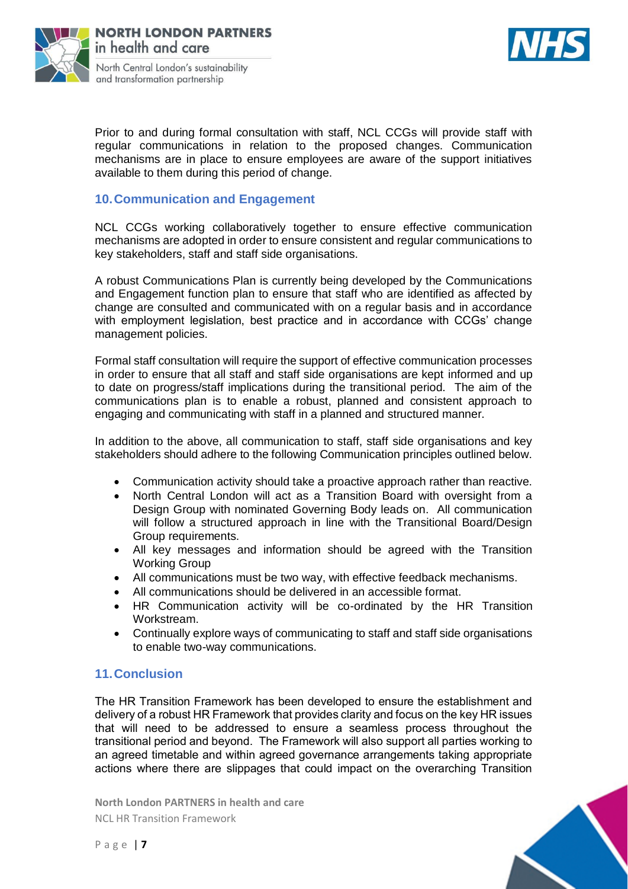Prior to and during formal consultation with staff, NCL CCGs will provide staff with regular communications in relation to the proposed changes. Communication mechanisms are in place to ensure employees are aware of the support initiatives available to them during this period of change.

## 10. Communication and Engagement

NCL CCGs working collaboratively together to ensure effective communication mechanisms are adopted in order to ensure consistent and regular communications to key stakeholders, staff and staff side organisations.

A robust Communications Plan is currently being developed by the Communications and Engagement function plan to ensure that staff who are identified as affected by change are consulted and communicated with on a regular basis and in accordance with employment legislation, best practice and in accordance with CCGs' change management policies.

Formal staff consultation will require the support of effective communication processes in order to ensure that all staff and staff side organisations are kept informed and up to date on progress/staff implications during the transitional period. The aim of the communications plan is to enable a robust, planned and consistent approach to engaging and communicating with staff in a planned and structured manner.

In addition to the above, all communication to staff, staff side organisations and key stakeholders should adhere to the following Communication principles outlined below.

- Communication activity should take a proactive approach rather than reactive.
- North Central London will act as a Transition Board with oversight from a Design Group with nominated Governing Body leads on. All communication will follow a structured approach in line with the Transitional Board/Design Group requirements.
- All key messages and information should be agreed with the Transition Working Group
- All communications must be two way, with effective feedback mechanisms.
- All communications should be delivered in an accessible format.
- HR Communication activity will be co-ordinated by the HR Transition Workstream.
- Continually explore ways of communicating to staff and staff side organisations to enable two-way communications.

## 11. Conclusion

The HR Transition Framework has been developed to ensure the establishment and delivery of a robust HR Framework that provides clarity and focus on the key HR issues that will need to be addressed to ensure a seamless process throughout the transitional period and beyond. The Framework will also support all parties working to an agreed timetable and within agreed governance arrangements taking appropriate actions where there are slippages that could impact on the overarching Transition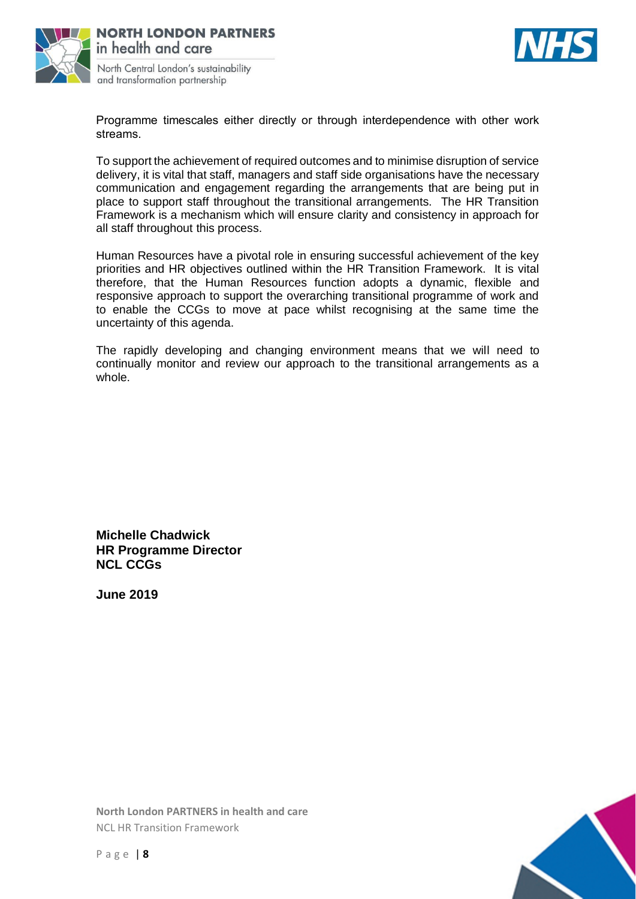Programme timescales either directly or through interdependence with other work streams.

To support the achievement of required outcomes and to minimise disruption of service delivery, it is vital that staff, managers and staff side organisations have the necessary communication and engagement regarding the arrangements that are being put in place to support staff throughout the transitional arrangements. The HR Transition Framework is a mechanism which will ensure clarity and consistency in approach for all staff throughout this process.

Human Resources have a pivotal role in ensuring successful achievement of the key priorities and HR objectives outlined within the HR Transition Framework. It is vital therefore, that the Human Resources function adopts a dynamic, flexible and responsive approach to support the overarching transitional programme of work and to enable the CCGs to move at pace whilst recognising at the same time the uncertainty of this agenda.

The rapidly developing and changing environment means that we will need to continually monitor and review our approach to the transitional arrangements as a whole.

**Michelle Chadwick**
**HR Programme Director**
**NCL CCGs**

**June 2019**